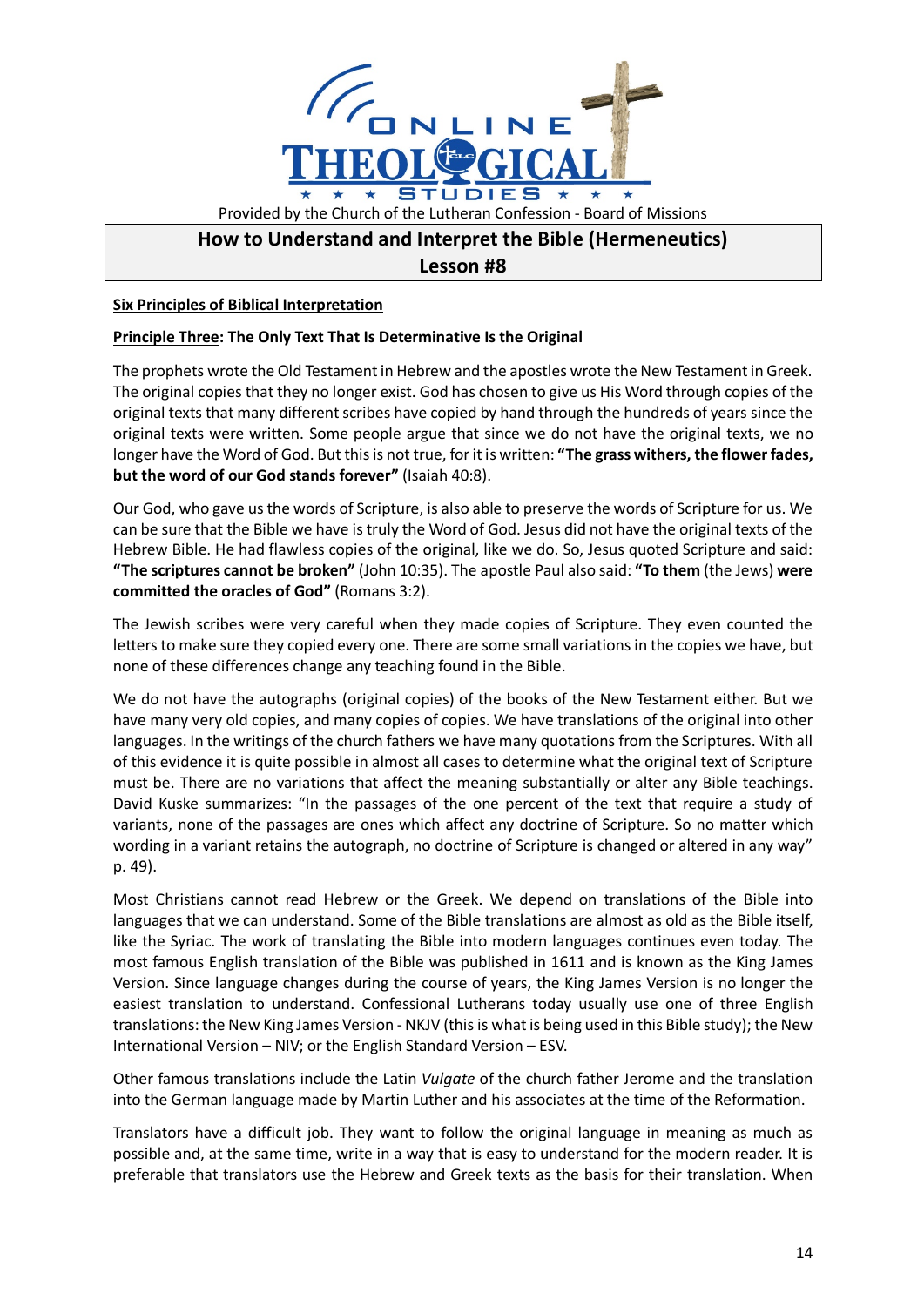Provided by the Church of the Lutheran Confession - Board of Missions

# How to Understand and Interpret the Bible (Hermeneutics)
## Lesson #8

**Six Principles of Biblical Interpretation**

**Principle Three: The Only Text That Is Determinative Is the Original**

The prophets wrote the Old Testament in Hebrew and the apostles wrote the New Testament in Greek. The original copies that they no longer exist. God has chosen to give us His Word through copies of the original texts that many different scribes have copied by hand through the hundreds of years since the original texts were written. Some people argue that since we do not have the original texts, we no longer have the Word of God. But this is not true, for it is written: **"The grass withers, the flower fades, but the word of our God stands forever"** (Isaiah 40:8).

Our God, who gave us the words of Scripture, is also able to preserve the words of Scripture for us. We can be sure that the Bible we have is truly the Word of God. Jesus did not have the original texts of the Hebrew Bible. He had flawless copies of the original, like we do. So, Jesus quoted Scripture and said: **"The scriptures cannot be broken"** (John 10:35). The apostle Paul also said: **"To them** (the Jews) **were committed the oracles of God"** (Romans 3:2).

The Jewish scribes were very careful when they made copies of Scripture. They even counted the letters to make sure they copied every one. There are some small variations in the copies we have, but none of these differences change any teaching found in the Bible.

We do not have the autographs (original copies) of the books of the New Testament either. But we have many very old copies, and many copies of copies. We have translations of the original into other languages. In the writings of the church fathers we have many quotations from the Scriptures. With all of this evidence it is quite possible in almost all cases to determine what the original text of Scripture must be. There are no variations that affect the meaning substantially or alter any Bible teachings. David Kuske summarizes: "In the passages of the one percent of the text that require a study of variants, none of the passages are ones which affect any doctrine of Scripture. So no matter which wording in a variant retains the autograph, no doctrine of Scripture is changed or altered in any way" p. 49).

Most Christians cannot read Hebrew or the Greek. We depend on translations of the Bible into languages that we can understand. Some of the Bible translations are almost as old as the Bible itself, like the Syriac. The work of translating the Bible into modern languages continues even today. The most famous English translation of the Bible was published in 1611 and is known as the King James Version. Since language changes during the course of years, the King James Version is no longer the easiest translation to understand. Confessional Lutherans today usually use one of three English translations: the New King James Version - NKJV (this is what is being used in this Bible study); the New International Version – NIV; or the English Standard Version – ESV.

Other famous translations include the Latin *Vulgate* of the church father Jerome and the translation into the German language made by Martin Luther and his associates at the time of the Reformation.

Translators have a difficult job. They want to follow the original language in meaning as much as possible and, at the same time, write in a way that is easy to understand for the modern reader. It is preferable that translators use the Hebrew and Greek texts as the basis for their translation. When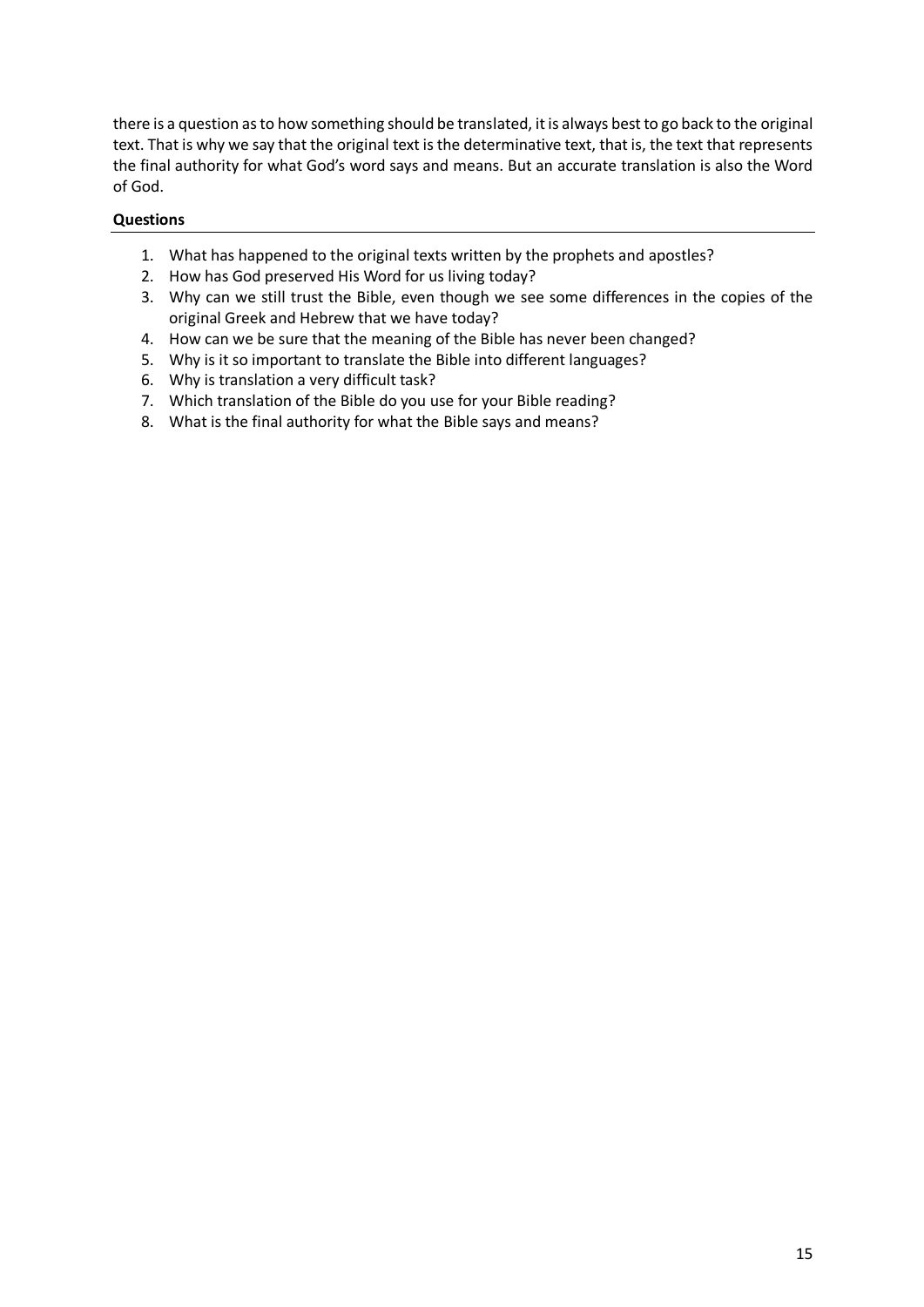there is a question as to how something should be translated, it is always best to go back to the original text. That is why we say that the original text is the determinative text, that is, the text that represents the final authority for what God's word says and means. But an accurate translation is also the Word of God.

**Questions**

1. What has happened to the original texts written by the prophets and apostles?
2. How has God preserved His Word for us living today?
3. Why can we still trust the Bible, even though we see some differences in the copies of the original Greek and Hebrew that we have today?
4. How can we be sure that the meaning of the Bible has never been changed?
5. Why is it so important to translate the Bible into different languages?
6. Why is translation a very difficult task?
7. Which translation of the Bible do you use for your Bible reading?
8. What is the final authority for what the Bible says and means?